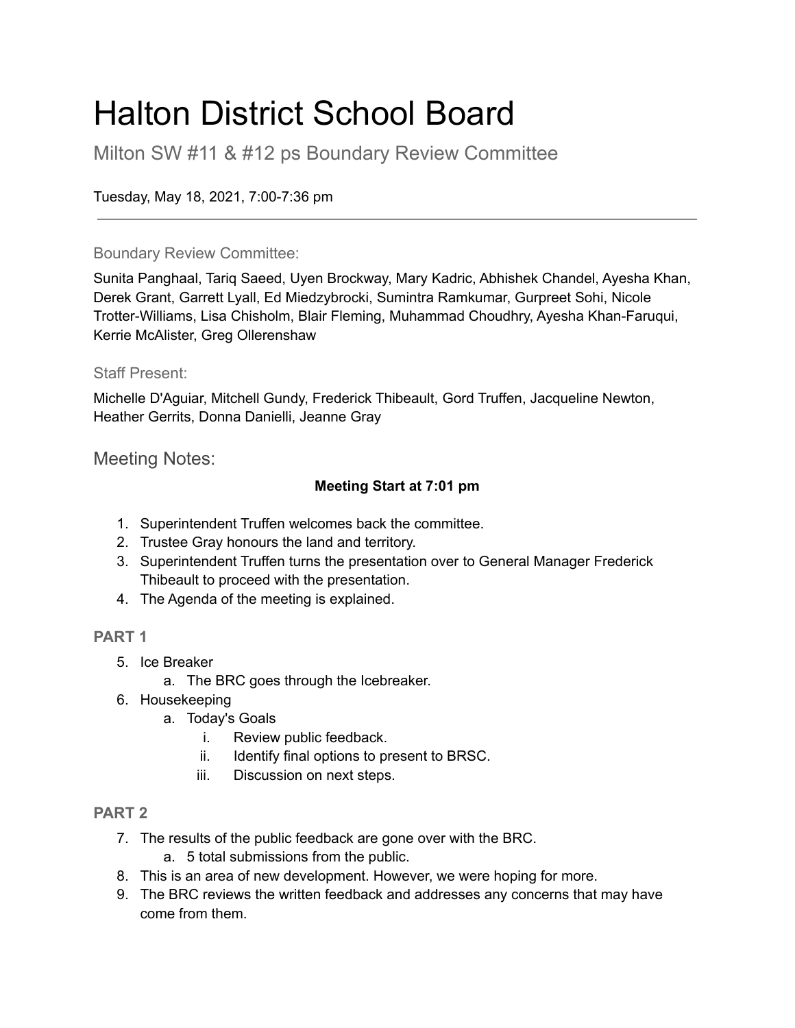# Halton District School Board

## Milton SW #11 & #12 ps Boundary Review Committee

Tuesday, May 18, 2021, 7:00-7:36 pm

---

### Boundary Review Committee:

Sunita Panghaal, Tariq Saeed, Uyen Brockway, Mary Kadric, Abhishek Chandel, Ayesha Khan, Derek Grant, Garrett Lyall, Ed Miedzybrocki, Sumintra Ramkumar, Gurpreet Sohi, Nicole Trotter-Williams, Lisa Chisholm, Blair Fleming, Muhammad Choudhry, Ayesha Khan-Faruqui, Kerrie McAlister, Greg Ollerenshaw

### Staff Present:

Michelle D'Aguiar, Mitchell Gundy, Frederick Thibeault, Gord Truffen, Jacqueline Newton, Heather Gerrits, Donna Danielli, Jeanne Gray

## Meeting Notes:

**Meeting Start at 7:01 pm**

1. Superintendent Truffen welcomes back the committee.
2. Trustee Gray honours the land and territory.
3. Superintendent Truffen turns the presentation over to General Manager Frederick Thibeault to proceed with the presentation.
4. The Agenda of the meeting is explained.

**PART 1**

5. Ice Breaker
    a. The BRC goes through the Icebreaker.
6. Housekeeping
    a. Today's Goals
        i. Review public feedback.
        ii. Identify final options to present to BRSC.
        iii. Discussion on next steps.

**PART 2**

7. The results of the public feedback are gone over with the BRC.
    a. 5 total submissions from the public.
8. This is an area of new development. However, we were hoping for more.
9. The BRC reviews the written feedback and addresses any concerns that may have come from them.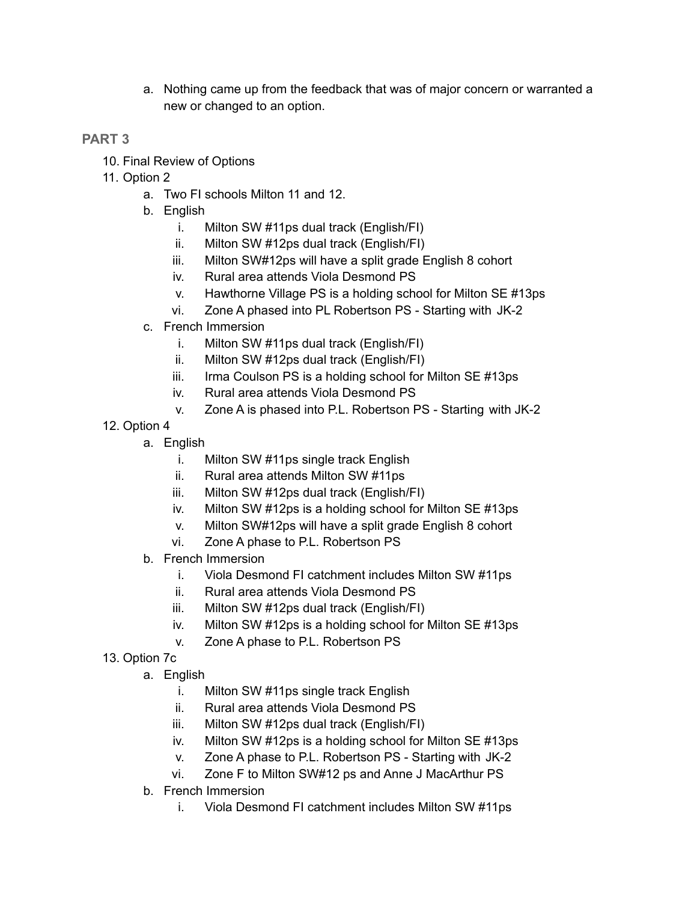a. Nothing came up from the feedback that was of major concern or warranted a new or changed to an option.

### PART 3

10. Final Review of Options
11. Option 2
    a. Two FI schools Milton 11 and 12.
    b. English
        i. Milton SW #11ps dual track (English/FI)
        ii. Milton SW #12ps dual track (English/FI)
        iii. Milton SW#12ps will have a split grade English 8 cohort
        iv. Rural area attends Viola Desmond PS
        v. Hawthorne Village PS is a holding school for Milton SE #13ps
        vi. Zone A phased into PL Robertson PS - Starting with JK-2
    c. French Immersion
        i. Milton SW #11ps dual track (English/FI)
        ii. Milton SW #12ps dual track (English/FI)
        iii. Irma Coulson PS is a holding school for Milton SE #13ps
        iv. Rural area attends Viola Desmond PS
        v. Zone A is phased into P.L. Robertson PS - Starting with JK-2
12. Option 4
    a. English
        i. Milton SW #11ps single track English
        ii. Rural area attends Milton SW #11ps
        iii. Milton SW #12ps dual track (English/FI)
        iv. Milton SW #12ps is a holding school for Milton SE #13ps
        v. Milton SW#12ps will have a split grade English 8 cohort
        vi. Zone A phase to P.L. Robertson PS
    b. French Immersion
        i. Viola Desmond FI catchment includes Milton SW #11ps
        ii. Rural area attends Viola Desmond PS
        iii. Milton SW #12ps dual track (English/FI)
        iv. Milton SW #12ps is a holding school for Milton SE #13ps
        v. Zone A phase to P.L. Robertson PS
13. Option 7c
    a. English
        i. Milton SW #11ps single track English
        ii. Rural area attends Viola Desmond PS
        iii. Milton SW #12ps dual track (English/FI)
        iv. Milton SW #12ps is a holding school for Milton SE #13ps
        v. Zone A phase to P.L. Robertson PS - Starting with JK-2
        vi. Zone F to Milton SW#12 ps and Anne J MacArthur PS
    b. French Immersion
        i. Viola Desmond FI catchment includes Milton SW #11ps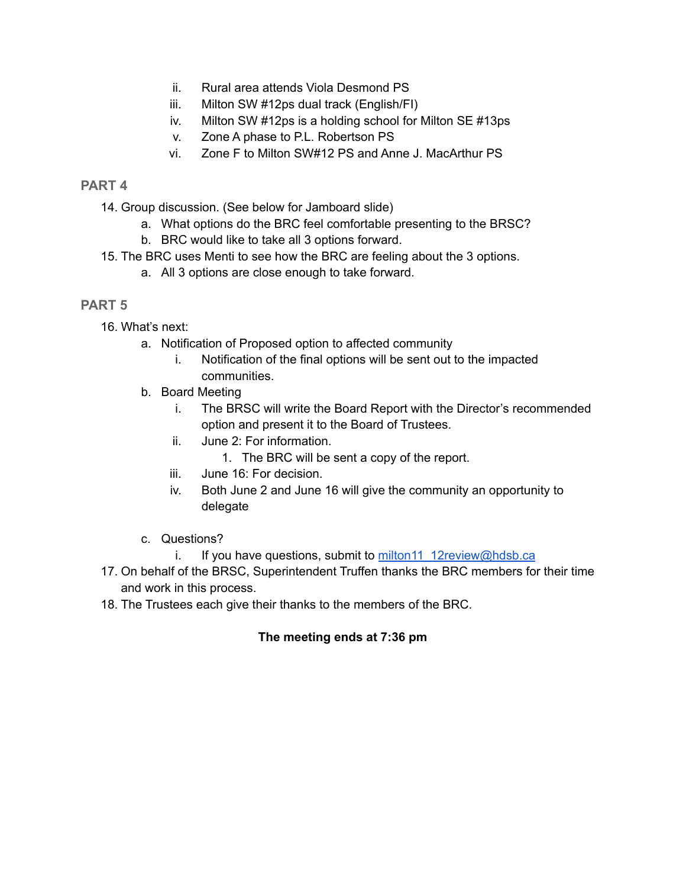ii. Rural area attends Viola Desmond PS
   iii. Milton SW #12ps dual track (English/FI)
   iv. Milton SW #12ps is a holding school for Milton SE #13ps
   v. Zone A phase to P.L. Robertson PS
   vi. Zone F to Milton SW#12 PS and Anne J. MacArthur PS

### PART 4

14. Group discussion. (See below for Jamboard slide)
    a. What options do the BRC feel comfortable presenting to the BRSC?
    b. BRC would like to take all 3 options forward.
15. The BRC uses Menti to see how the BRC are feeling about the 3 options.
    a. All 3 options are close enough to take forward.

### PART 5

16. What's next:
    a. Notification of Proposed option to affected community
       i. Notification of the final options will be sent out to the impacted communities.
    b. Board Meeting
       i. The BRSC will write the Board Report with the Director's recommended option and present it to the Board of Trustees.
       ii. June 2: For information.
          1. The BRC will be sent a copy of the report.
       iii. June 16: For decision.
       iv. Both June 2 and June 16 will give the community an opportunity to delegate
    c. Questions?
       i. If you have questions, submit to milton11_12review@hdsb.ca
17. On behalf of the BRSC, Superintendent Truffen thanks the BRC members for their time and work in this process.
18. The Trustees each give their thanks to the members of the BRC.

**The meeting ends at 7:36 pm**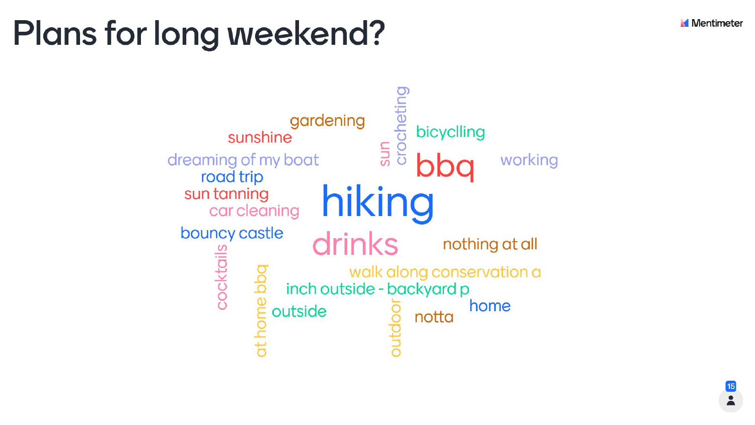# Plans for long weekend?

gardening
sunshine
sun
crocheting
bicyclling
dreaming of my boat
bbq
working
road trip
sun tanning
hiking
car cleaning
bouncy castle
drinks
nothing at all
cocktails
at home bbq
walk along conservation a
inch outside - backyard p
outside
outdoor
notta
home

15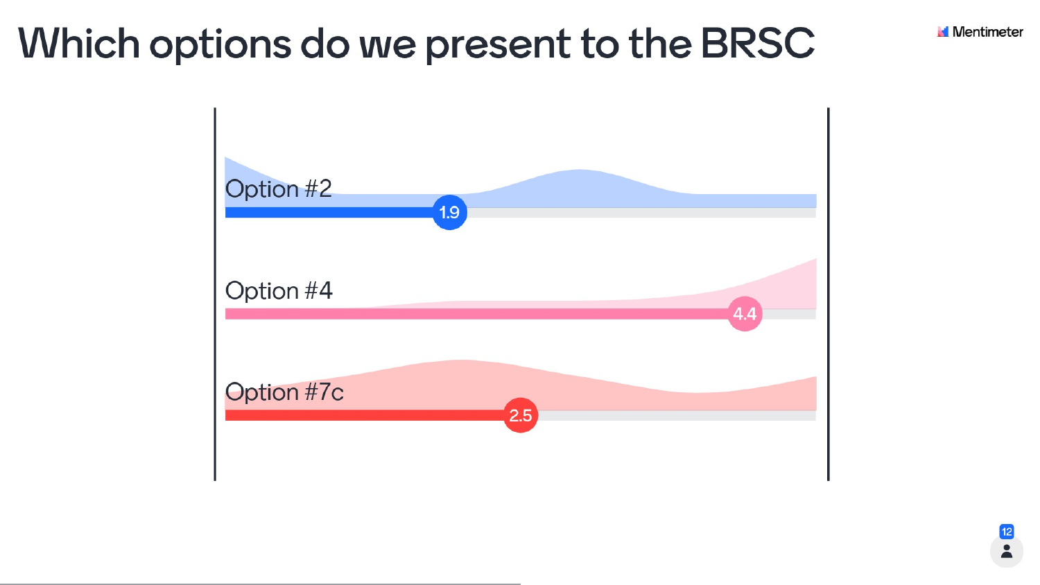# Which options do we present to the BRSC

Option #2

1.9

Option #4

4.4

Option #7c

2.5

12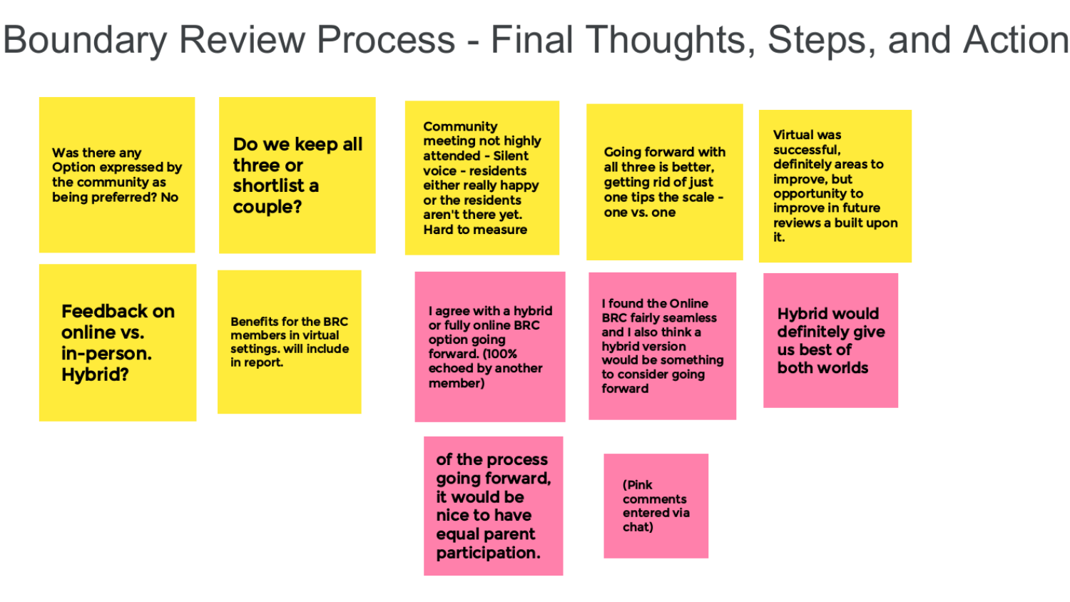# Boundary Review Process - Final Thoughts, Steps, and Action

Was there any Option expressed by the community as being preferred? No

Do we keep all three or shortlist a couple?

Community meeting not highly attended - Silent voice - residents either really happy or the residents aren't there yet. Hard to measure

Going forward with all three is better, getting rid of just one tips the scale - one vs. one

Virtual was successful, definitely areas to improve, but opportunity to improve in future reviews a built upon it.

Feedback on online vs. in-person. Hybrid?

Benefits for the BRC members in virtual settings. will include in report.

I agree with a hybrid or fully online BRC option going forward. (100% echoed by another member)

I found the Online BRC fairly seamless and I also think a hybrid version would be something to consider going forward

Hybrid would definitely give us best of both worlds

of the process going forward, it would be nice to have equal parent participation.

(Pink comments entered via chat)